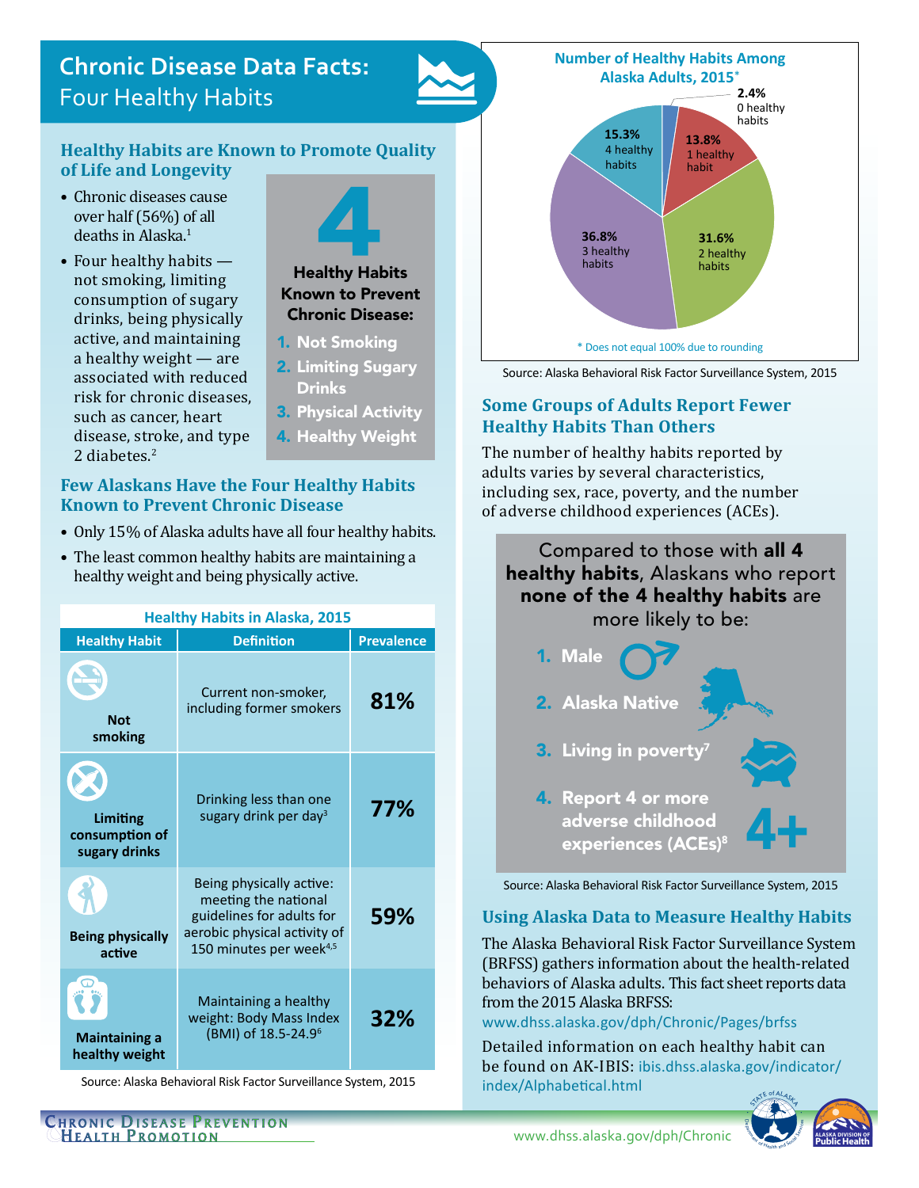# Chronic Disease Data Facts: Four Healthy Habits

## Healthy Habits are Known to Promote Quality of Life and Longevity

- Chronic diseases cause over half (56%) of all deaths in Alaska.[1]
- Four healthy habits — not smoking, limiting consumption of sugary drinks, being physically active, and maintaining a healthy weight — are associated with reduced risk for chronic diseases, such as cancer, heart disease, stroke, and type 2 diabetes.[2]

**4 Healthy Habits Known to Prevent Chronic Disease:**

1. Not Smoking
2. Limiting Sugary Drinks
3. Physical Activity
4. Healthy Weight

## Few Alaskans Have the Four Healthy Habits Known to Prevent Chronic Disease

- Only 15% of Alaska adults have all four healthy habits.
- The least common healthy habits are maintaining a healthy weight and being physically active.

**Healthy Habits in Alaska, 2015**

| Healthy Habit | Definition | Prevalence |
|---|---|---|
| Not smoking | Current non-smoker, including former smokers | 81% |
| Limiting consumption of sugary drinks | Drinking less than one sugary drink per day[3] | 77% |
| Being physically active | Being physically active: meeting the national guidelines for adults for aerobic physical activity of 150 minutes per week[4,5] | 59% |
| Maintaining a healthy weight | Maintaining a healthy weight: Body Mass Index (BMI) of 18.5-24.9[6] | 32% |

Source: Alaska Behavioral Risk Factor Surveillance System, 2015

**Number of Healthy Habits Among Alaska Adults, 2015***

| Number of healthy habits | Percent |
|---|---|
| 0 healthy habits | 2.4% |
| 1 healthy habit | 13.8% |
| 2 healthy habits | 31.6% |
| 3 healthy habits | 36.8% |
| 4 healthy habits | 15.3% |

\* Does not equal 100% due to rounding

Source: Alaska Behavioral Risk Factor Surveillance System, 2015

## Some Groups of Adults Report Fewer Healthy Habits Than Others

The number of healthy habits reported by adults varies by several characteristics, including sex, race, poverty, and the number of adverse childhood experiences (ACEs).

Compared to those with **all 4 healthy habits**, Alaskans who report **none of the 4 healthy habits** are more likely to be:

1. Male
2. Alaska Native
3. Living in poverty[7]
4. Report 4 or more adverse childhood experiences (ACEs)[8]

Source: Alaska Behavioral Risk Factor Surveillance System, 2015

## Using Alaska Data to Measure Healthy Habits

The Alaska Behavioral Risk Factor Surveillance System (BRFSS) gathers information about the health-related behaviors of Alaska adults. This fact sheet reports data from the 2015 Alaska BRFSS: www.dhss.alaska.gov/dph/Chronic/Pages/brfss

Detailed information on each healthy habit can be found on AK-IBIS: ibis.dhss.alaska.gov/indicator/index/Alphabetical.html

Chronic Disease Prevention Health Promotion

www.dhss.alaska.gov/dph/Chronic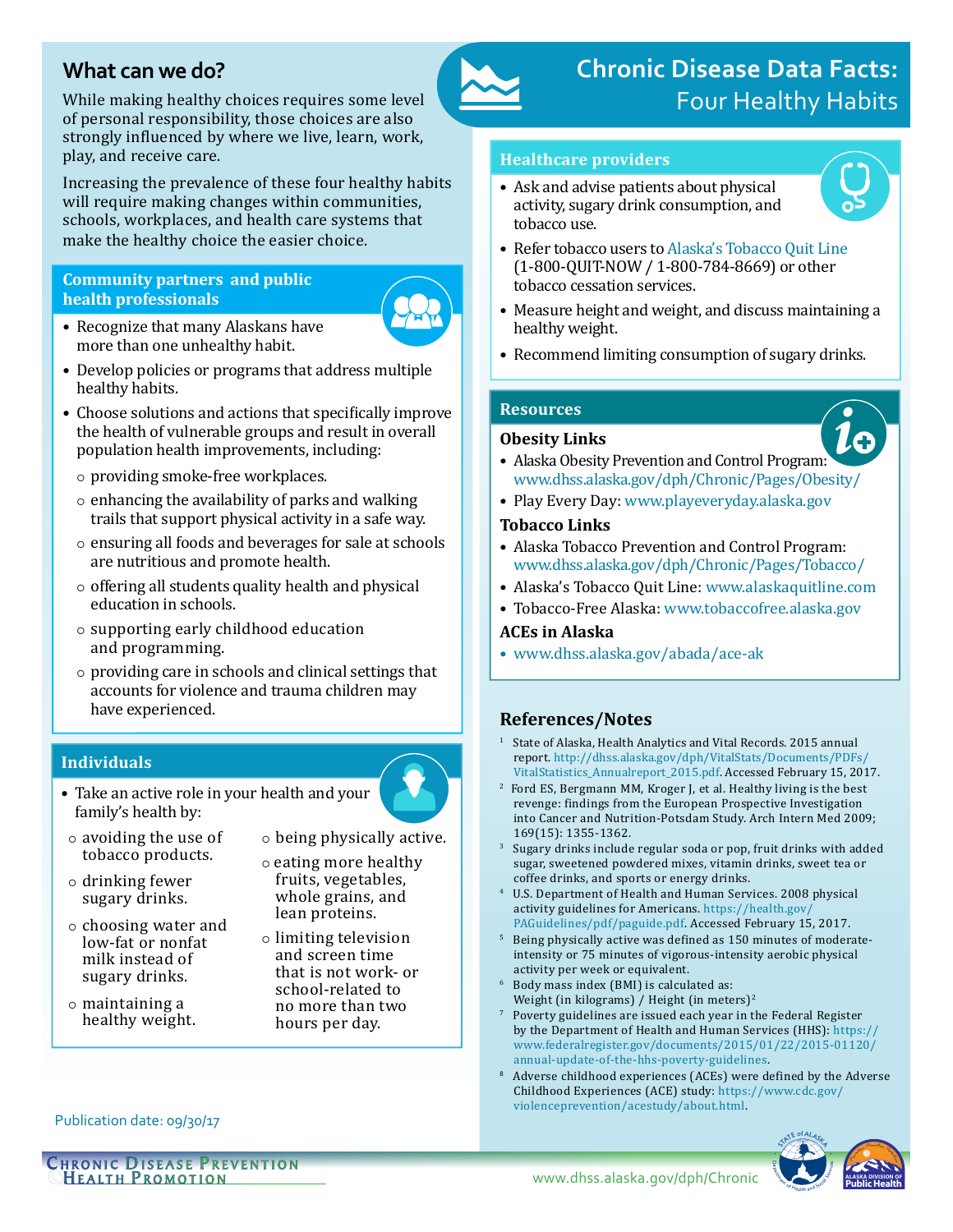# Chronic Disease Data Facts: Four Healthy Habits

## What can we do?

While making healthy choices requires some level of personal responsibility, those choices are also strongly influenced by where we live, learn, work, play, and receive care.

Increasing the prevalence of these four healthy habits will require making changes within communities, schools, workplaces, and health care systems that make the healthy choice the easier choice.

### Community partners and public health professionals

- Recognize that many Alaskans have more than one unhealthy habit.
- Develop policies or programs that address multiple healthy habits.
- Choose solutions and actions that specifically improve the health of vulnerable groups and result in overall population health improvements, including:
  - providing smoke-free workplaces.
  - enhancing the availability of parks and walking trails that support physical activity in a safe way.
  - ensuring all foods and beverages for sale at schools are nutritious and promote health.
  - offering all students quality health and physical education in schools.
  - supporting early childhood education and programming.
  - providing care in schools and clinical settings that accounts for violence and trauma children may have experienced.

### Individuals

- Take an active role in your health and your family's health by:
  - avoiding the use of tobacco products.
  - drinking fewer sugary drinks.
  - choosing water and low-fat or nonfat milk instead of sugary drinks.
  - maintaining a healthy weight.
  - being physically active.
  - eating more healthy fruits, vegetables, whole grains, and lean proteins.
  - limiting television and screen time that is not work- or school-related to no more than two hours per day.

### Healthcare providers

- Ask and advise patients about physical activity, sugary drink consumption, and tobacco use.
- Refer tobacco users to Alaska's Tobacco Quit Line (1-800-QUIT-NOW / 1-800-784-8669) or other tobacco cessation services.
- Measure height and weight, and discuss maintaining a healthy weight.
- Recommend limiting consumption of sugary drinks.

### Resources

**Obesity Links**

- Alaska Obesity Prevention and Control Program: www.dhss.alaska.gov/dph/Chronic/Pages/Obesity/
- Play Every Day: www.playeveryday.alaska.gov

**Tobacco Links**

- Alaska Tobacco Prevention and Control Program: www.dhss.alaska.gov/dph/Chronic/Pages/Tobacco/
- Alaska's Tobacco Quit Line: www.alaskaquitline.com
- Tobacco-Free Alaska: www.tobaccofree.alaska.gov

**ACEs in Alaska**

- www.dhss.alaska.gov/abada/ace-ak

## References/Notes

1. State of Alaska, Health Analytics and Vital Records. 2015 annual report. http://dhss.alaska.gov/dph/VitalStats/Documents/PDFs/VitalStatistics_Annualreport_2015.pdf. Accessed February 15, 2017.
2. Ford ES, Bergmann MM, Kroger J, et al. Healthy living is the best revenge: findings from the European Prospective Investigation into Cancer and Nutrition-Potsdam Study. Arch Intern Med 2009; 169(15): 1355-1362.
3. Sugary drinks include regular soda or pop, fruit drinks with added sugar, sweetened powdered mixes, vitamin drinks, sweet tea or coffee drinks, and sports or energy drinks.
4. U.S. Department of Health and Human Services. 2008 physical activity guidelines for Americans. https://health.gov/PAGuidelines/pdf/paguide.pdf. Accessed February 15, 2017.
5. Being physically active was defined as 150 minutes of moderate-intensity or 75 minutes of vigorous-intensity aerobic physical activity per week or equivalent.
6. Body mass index (BMI) is calculated as: Weight (in kilograms) / Height (in meters)$^2$
7. Poverty guidelines are issued each year in the Federal Register by the Department of Health and Human Services (HHS): https://www.federalregister.gov/documents/2015/01/22/2015-01120/annual-update-of-the-hhs-poverty-guidelines.
8. Adverse childhood experiences (ACEs) were defined by the Adverse Childhood Experiences (ACE) study: https://www.cdc.gov/violenceprevention/acestudy/about.html.

Publication date: 09/30/17

Chronic Disease Prevention Health Promotion

www.dhss.alaska.gov/dph/Chronic